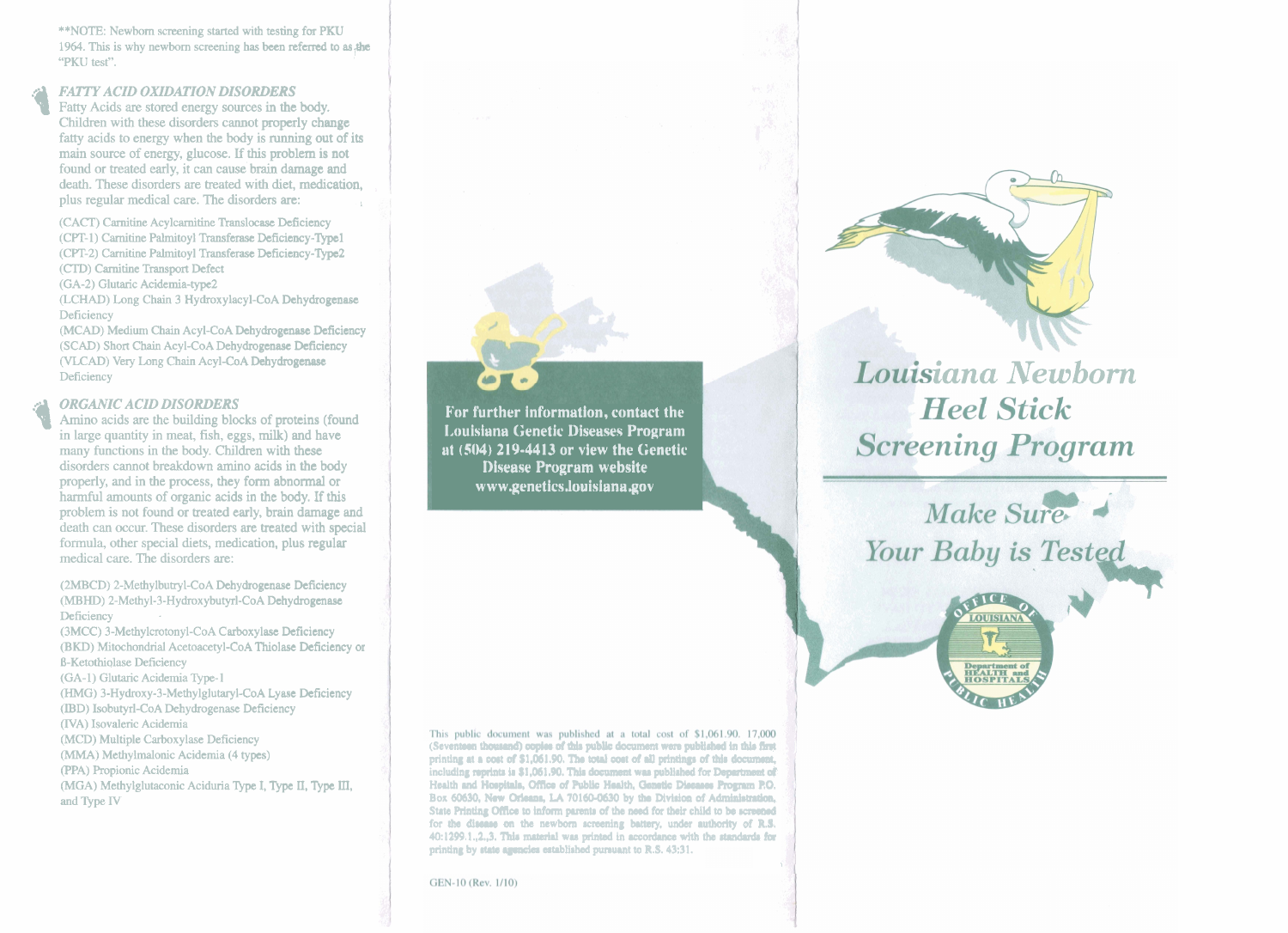**NOTE: Newborn screening started with testing for PKU 1964. This is why newborn screening has been referred to as the "PKU test".

### *FATTY ACID OXIDATION DISORDERS*

Fatty Acids are stored energy sources in the body. Children with these disorders cannot properly change fatty acids to energy when the body is running out of its main source of energy, glucose. If this problem is not found or treated early, it can cause brain damage and death. These disorders are treated with diet, medication, plus regular medical care. The disorders are:

(CACT) Carnitine Acylcarnitine Translocase Deficiency
(CPT-1) Carnitine Palmitoyl Transferase Deficiency-Type1
(CPT-2) Carnitine Palmitoyl Transferase Deficiency-Type2
(CTD) Carnitine Transport Defect
(GA-2) Glutaric Acidemia-type2
(LCHAD) Long Chain 3 Hydroxylacyl-CoA Dehydrogenase Deficiency
(MCAD) Medium Chain Acyl-CoA Dehydrogenase Deficiency
(SCAD) Short Chain Acyl-CoA Dehydrogenase Deficiency
(VLCAD) Very Long Chain Acyl-CoA Dehydrogenase Deficiency

### *ORGANIC ACID DISORDERS*

Amino acids are the building blocks of proteins (found in large quantity in meat, fish, eggs, milk) and have many functions in the body. Children with these disorders cannot breakdown amino acids in the body properly, and in the process, they form abnormal or harmful amounts of organic acids in the body. If this problem is not found or treated early, brain damage and death can occur. These disorders are treated with special formula, other special diets, medication, plus regular medical care. The disorders are:

(2MBCD) 2-Methylbutryl-CoA Dehydrogenase Deficiency
(MBHD) 2-Methyl-3-Hydroxybutyrl-CoA Dehydrogenase Deficiency
(3MCC) 3-Methylcrotonyl-CoA Carboxylase Deficiency
(BKD) Mitochondrial Acetoacetyl-CoA Thiolase Deficiency or ß-Ketothiolase Deficiency
(GA-1) Glutaric Acidemia Type-1
(HMG) 3-Hydroxy-3-Methylglutaryl-CoA Lyase Deficiency
(IBD) Isobutyrl-CoA Dehydrogenase Deficiency
(IVA) Isovaleric Acidemia
(MCD) Multiple Carboxylase Deficiency
(MMA) Methylmalonic Acidemia (4 types)
(PPA) Propionic Acidemia
(MGA) Methylglutaconic Aciduria Type I, Type II, Type III, and Type IV

**For further information, contact the Louisiana Genetic Diseases Program at (504) 219-4413 or view the Genetic Disease Program website www.genetics.louisiana.gov**

This public document was published at a total cost of $1,061.90. 17,000 (Seventeen thousand) copies of this public document were published in this first printing at a cost of $1,061.90. The total cost of all printings of this document, including reprints is $1,061.90. This document was published for Department of Health and Hospitals, Office of Public Health, Genetic Diseases Program P.O. Box 60630, New Orleans, LA 70160-0630 by the Division of Administration, State Printing Office to inform parents of the need for their child to be screened for the disease on the newborn screening battery, under authority of R.S. 40:1299.1.,2.,3. This material was printed in accordance with the standards for printing by state agencies established pursuant to R.S. 43:31.

GEN-10 (Rev. 1/10)

# *Louisiana Newborn Heel Stick Screening Program*

## *Make Sure Your Baby is Tested*

Office of Public Health — Louisiana Department of Health and Hospitals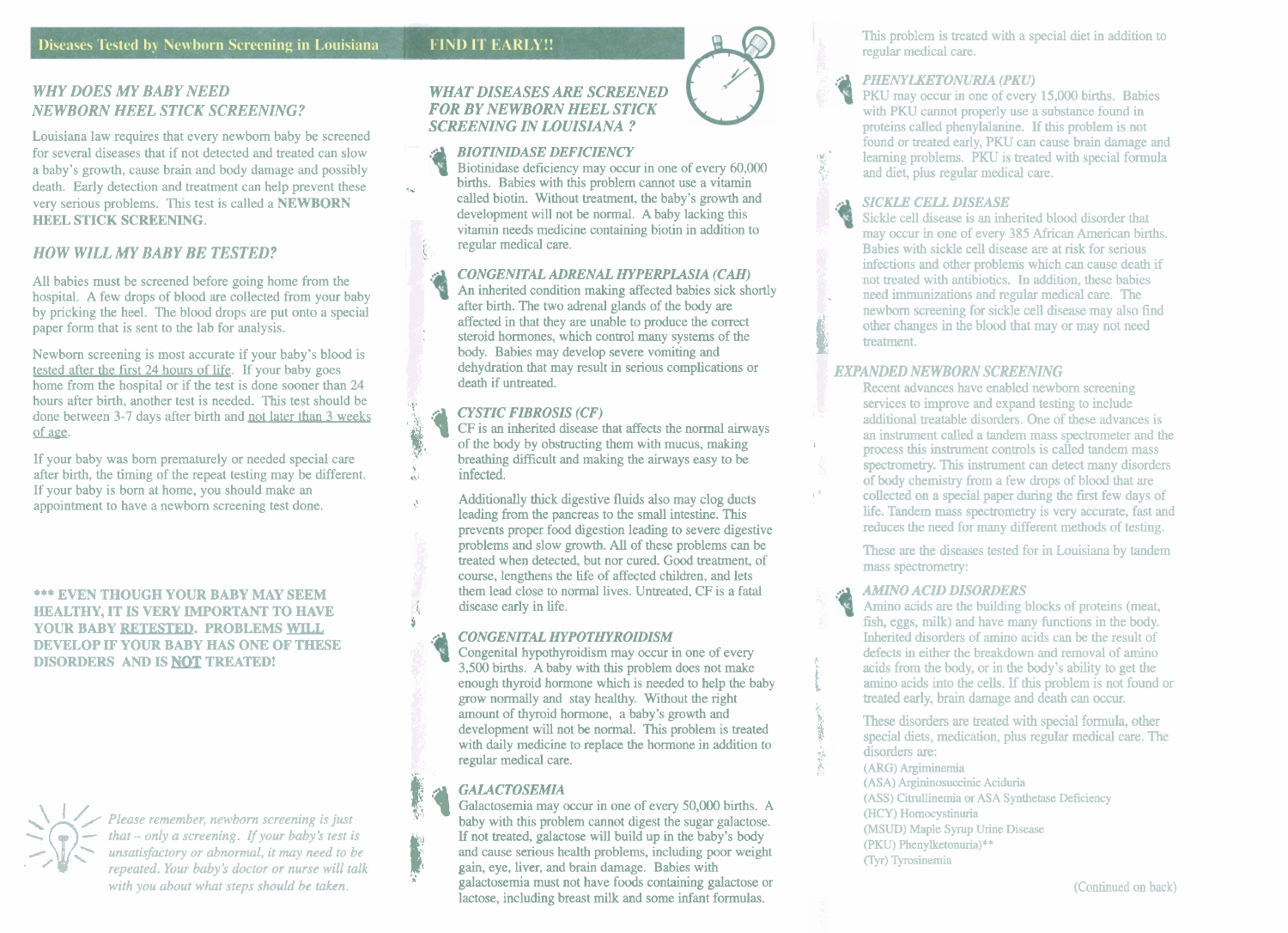## Diseases Tested by Newborn Screening in Louisiana

### *WHY DOES MY BABY NEED NEWBORN HEEL STICK SCREENING?*

Louisiana law requires that every newborn baby be screened for several diseases that if not detected and treated can slow a baby's growth, cause brain and body damage and possibly death. Early detection and treatment can help prevent these very serious problems. This test is called a **NEWBORN HEEL STICK SCREENING**.

### *HOW WILL MY BABY BE TESTED?*

All babies must be screened before going home from the hospital. A few drops of blood are collected from your baby by pricking the heel. The blood drops are put onto a special paper form that is sent to the lab for analysis.

Newborn screening is most accurate if your baby's blood is tested after the first 24 hours of life. If your baby goes home from the hospital or if the test is done sooner than 24 hours after birth, another test is needed. This test should be done between 3-7 days after birth and not later than 3 weeks of age.

If your baby was born prematurely or needed special care after birth, the timing of the repeat testing may be different. If your baby is born at home, you should make an appointment to have a newborn screening test done.

**\*\*\* EVEN THOUGH YOUR BABY MAY SEEM HEALTHY, IT IS VERY IMPORTANT TO HAVE YOUR BABY RETESTED. PROBLEMS WILL DEVELOP IF YOUR BABY HAS ONE OF THESE DISORDERS AND IS NOT TREATED!**

*Please remember, newborn screening is just that – only a screening. If your baby's test is unsatisfactory or abnormal, it may need to be repeated. Your baby's doctor or nurse will talk with you about what steps should be taken.*

## FIND IT EARLY!!

### *WHAT DISEASES ARE SCREENED FOR BY NEWBORN HEEL STICK SCREENING IN LOUISIANA ?*

#### *BIOTINIDASE DEFICIENCY*

Biotinidase deficiency may occur in one of every 60,000 births. Babies with this problem cannot use a vitamin called biotin. Without treatment, the baby's growth and development will not be normal. A baby lacking this vitamin needs medicine containing biotin in addition to regular medical care.

#### *CONGENITAL ADRENAL HYPERPLASIA (CAH)*

An inherited condition making affected babies sick shortly after birth. The two adrenal glands of the body are affected in that they are unable to produce the correct steroid hormones, which control many systems of the body. Babies may develop severe vomiting and dehydration that may result in serious complications or death if untreated.

#### *CYSTIC FIBROSIS (CF)*

CF is an inherited disease that affects the normal airways of the body by obstructing them with mucus, making breathing difficult and making the airways easy to be infected.

Additionally thick digestive fluids also may clog ducts leading from the pancreas to the small intestine. This prevents proper food digestion leading to severe digestive problems and slow growth. All of these problems can be treated when detected, but nor cured. Good treatment, of course, lengthens the life of affected children, and lets them lead close to normal lives. Untreated, CF is a fatal disease early in life.

#### *CONGENITAL HYPOTHYROIDISM*

Congenital hypothyroidism may occur in one of every 3,500 births. A baby with this problem does not make enough thyroid hormone which is needed to help the baby grow normally and stay healthy. Without the right amount of thyroid hormone, a baby's growth and development will not be normal. This problem is treated with daily medicine to replace the hormone in addition to regular medical care.

#### *GALACTOSEMIA*

Galactosemia may occur in one of every 50,000 births. A baby with this problem cannot digest the sugar galactose. If not treated, galactose will build up in the baby's body and cause serious health problems, including poor weight gain, eye, liver, and brain damage. Babies with galactosemia must not have foods containing galactose or lactose, including breast milk and some infant formulas.

This problem is treated with a special diet in addition to regular medical care.

#### *PHENYLKETONURIA (PKU)*

PKU may occur in one of every 15,000 births. Babies with PKU cannot properly use a substance found in proteins called phenylalanine. If this problem is not found or treated early, PKU can cause brain damage and learning problems. PKU is treated with special formula and diet, plus regular medical care.

#### *SICKLE CELL DISEASE*

Sickle cell disease is an inherited blood disorder that may occur in one of every 385 African American births. Babies with sickle cell disease are at risk for serious infections and other problems which can cause death if not treated with antibiotics. In addition, these babies need immunizations and regular medical care. The newborn screening for sickle cell disease may also find other changes in the blood that may or may not need treatment.

### *EXPANDED NEWBORN SCREENING*

Recent advances have enabled newborn screening services to improve and expand testing to include additional treatable disorders. One of these advances is an instrument called a tandem mass spectrometer and the process this instrument controls is called tandem mass spectrometry. This instrument can detect many disorders of body chemistry from a few drops of blood that are collected on a special paper during the first few days of life. Tandem mass spectrometry is very accurate, fast and reduces the need for many different methods of testing.

These are the diseases tested for in Louisiana by tandem mass spectrometry:

#### *AMINO ACID DISORDERS*

Amino acids are the building blocks of proteins (meat, fish, eggs, milk) and have many functions in the body. Inherited disorders of amino acids can be the result of defects in either the breakdown and removal of amino acids from the body, or in the body's ability to get the amino acids into the cells. If this problem is not found or treated early, brain damage and death can occur.

These disorders are treated with special formula, other special diets, medication, plus regular medical care. The disorders are:

(ARG) Argininemia
(ASA) Argininosuccinic Aciduria
(ASS) Citrullinemia or ASA Synthetase Deficiency
(HCY) Homocystinuria
(MSUD) Maple Syrup Urine Disease
(PKU) Phenylketonuria)**
(Tyr) Tyrosinemia

(Continued on back)